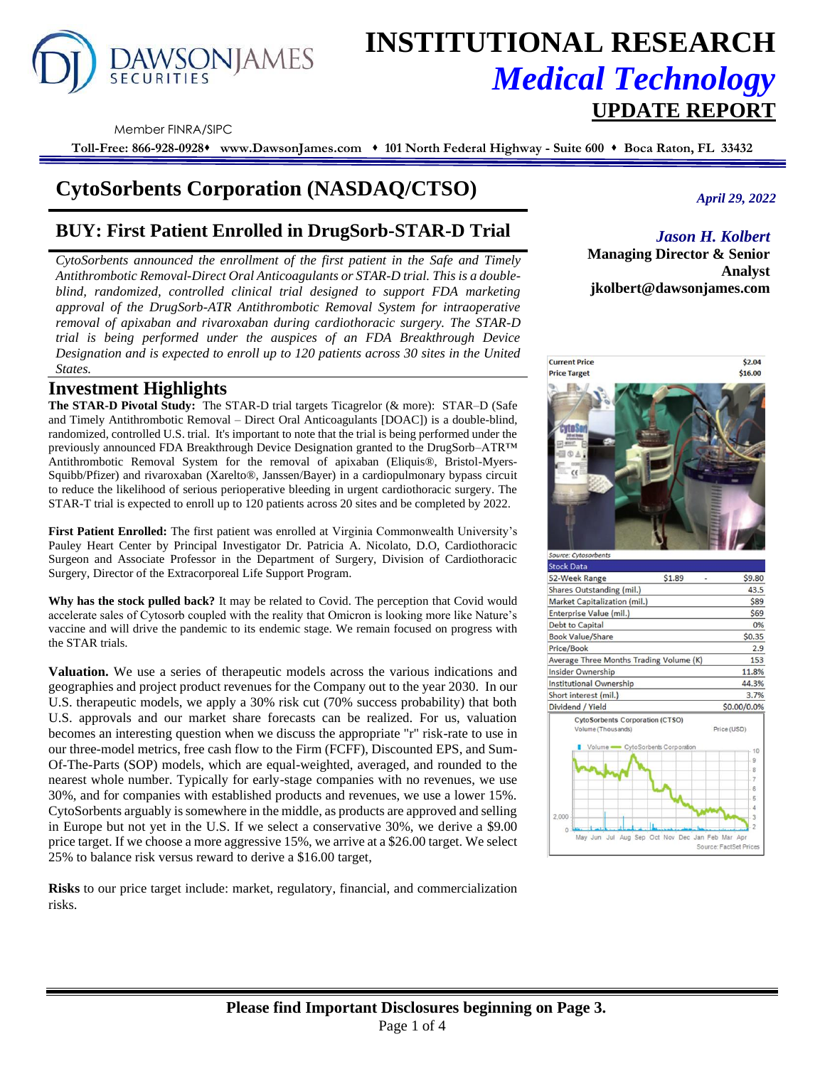# INSTITUTIONAL RESEARCH
## *Medical Technology*
## UPDATE REPORT

Member FINRA/SIPC

**Toll-Free: 866-928-0928 ♦ www.DawsonJames.com ♦ 101 North Federal Highway - Suite 600 ♦ Boca Raton, FL 33432**

# CytoSorbents Corporation (NASDAQ/CTSO)

*April 29, 2022*

## BUY: First Patient Enrolled in DrugSorb-STAR-D Trial

*Jason H. Kolbert*
**Managing Director & Senior Analyst**
**jkolbert@dawsonjames.com**

*CytoSorbents announced the enrollment of the first patient in the Safe and Timely Antithrombotic Removal-Direct Oral Anticoagulants or STAR-D trial. This is a double-blind, randomized, controlled clinical trial designed to support FDA marketing approval of the DrugSorb-ATR Antithrombotic Removal System for intraoperative removal of apixaban and rivaroxaban during cardiothoracic surgery. The STAR-D trial is being performed under the auspices of an FDA Breakthrough Device Designation and is expected to enroll up to 120 patients across 30 sites in the United States.*

## Investment Highlights

**The STAR-D Pivotal Study:** The STAR-D trial targets Ticagrelor (& more): STAR–D (Safe and Timely Antithrombotic Removal – Direct Oral Anticoagulants [DOAC]) is a double-blind, randomized, controlled U.S. trial. It's important to note that the trial is being performed under the previously announced FDA Breakthrough Device Designation granted to the DrugSorb–ATR™ Antithrombotic Removal System for the removal of apixaban (Eliquis®, Bristol-Myers-Squibb/Pfizer) and rivaroxaban (Xarelto®, Janssen/Bayer) in a cardiopulmonary bypass circuit to reduce the likelihood of serious perioperative bleeding in urgent cardiothoracic surgery. The STAR-T trial is expected to enroll up to 120 patients across 20 sites and be completed by 2022.

**First Patient Enrolled:** The first patient was enrolled at Virginia Commonwealth University's Pauley Heart Center by Principal Investigator Dr. Patricia A. Nicolato, D.O, Cardiothoracic Surgeon and Associate Professor in the Department of Surgery, Division of Cardiothoracic Surgery, Director of the Extracorporeal Life Support Program.

**Why has the stock pulled back?** It may be related to Covid. The perception that Covid would accelerate sales of Cytosorb coupled with the reality that Omicron is looking more like Nature's vaccine and will drive the pandemic to its endemic stage. We remain focused on progress with the STAR trials.

**Valuation.** We use a series of therapeutic models across the various indications and geographies and project product revenues for the Company out to the year 2030. In our U.S. therapeutic models, we apply a 30% risk cut (70% success probability) that both U.S. approvals and our market share forecasts can be realized. For us, valuation becomes an interesting question when we discuss the appropriate "r" risk-rate to use in our three-model metrics, free cash flow to the Firm (FCFF), Discounted EPS, and Sum-Of-The-Parts (SOP) models, which are equal-weighted, averaged, and rounded to the nearest whole number. Typically for early-stage companies with no revenues, we use 30%, and for companies with established products and revenues, we use a lower 15%. CytoSorbents arguably is somewhere in the middle, as products are approved and selling in Europe but not yet in the U.S. If we select a conservative 30%, we derive a $9.00 price target. If we choose a more aggressive 15%, we arrive at a $26.00 target. We select 25% to balance risk versus reward to derive a $16.00 target,

**Risks** to our price target include: market, regulatory, financial, and commercialization risks.

| | |
|---|---|
| **Current Price** | **$2.04** |
| **Price Target** | **$16.00** |

*Source: Cytosorbents*

| Stock Data | | |
|---|---|---|
| 52-Week Range | $1.89 | $9.80 |
| Shares Outstanding (mil.) | | 43.5 |
| Market Capitalization (mil.) | | $89 |
| Enterprise Value (mil.) | | $69 |
| Debt to Capital | | 0% |
| Book Value/Share | | $0.35 |
| Price/Book | | 2.9 |
| Average Three Months Trading Volume (K) | | 153 |
| Insider Ownership | | 11.8% |
| Institutional Ownership | | 44.3% |
| Short interest (mil.) | | 3.7% |
| Dividend / Yield | | $0.00/0.0% |

CytoSorbents Corporation (CTSO)

Source: FactSet Prices

**Please find Important Disclosures beginning on Page 3.**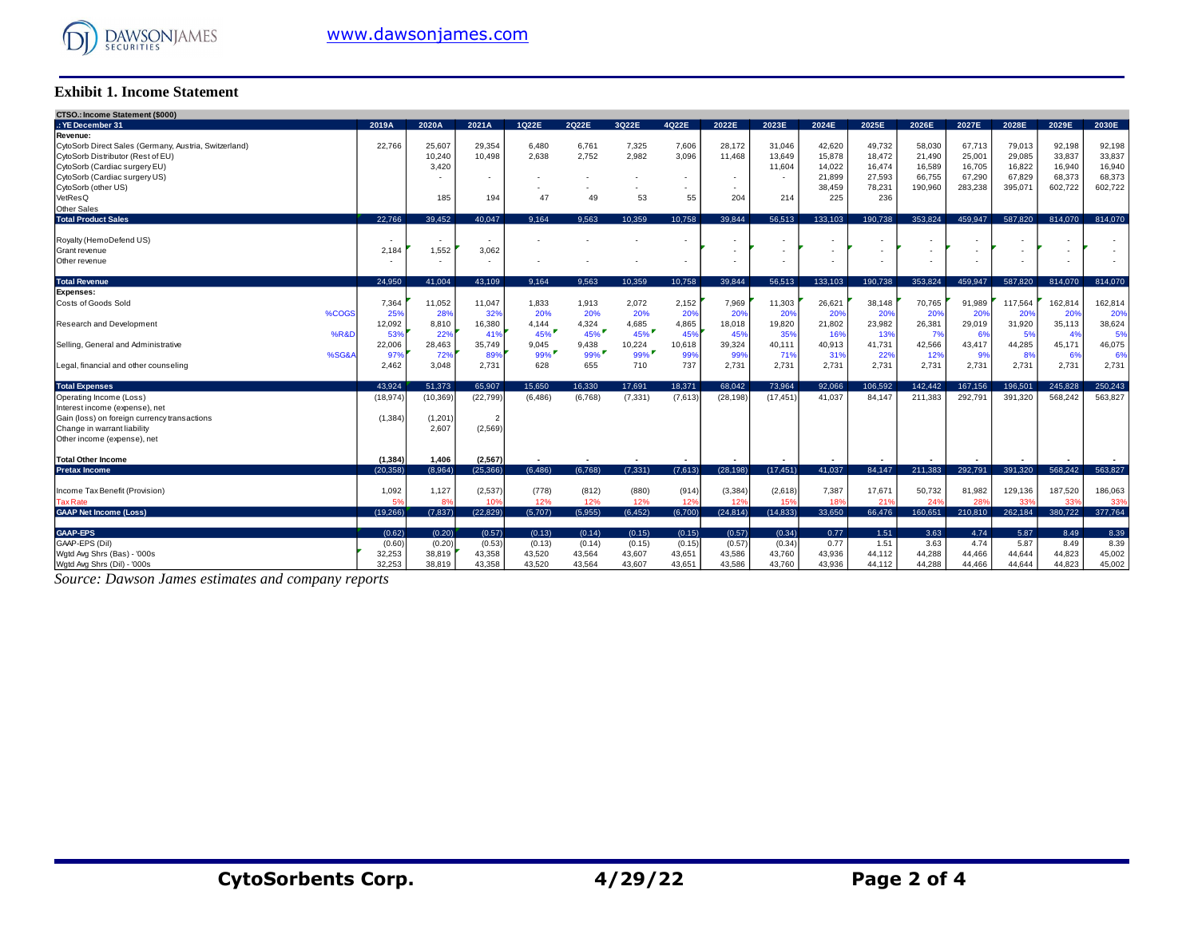**Exhibit 1. Income Statement**

| CTSO.: Income Statement ($000) | | | | | | | | | | | | | | | | | |
|---|---|---|---|---|---|---|---|---|---|---|---|---|---|---|---|---|---|
| .: YE December 31 | 2019A | 2020A | 2021A | 1Q22E | 2Q22E | 3Q22E | 4Q22E | 2022E | 2023E | 2024E | 2025E | 2026E | 2027E | 2028E | 2029E | 2030E |
| **Revenue:** | | | | | | | | | | | | | | | | |
| CytoSorb Direct Sales (Germany, Austria, Switzerland) | 22,766 | 25,607 | 29,354 | 6,480 | 6,761 | 7,325 | 7,606 | 28,172 | 31,046 | 42,620 | 49,732 | 58,030 | 67,713 | 79,013 | 92,198 | 92,198 |
| CytoSorb Distributor (Rest of EU) | | 10,240 | 10,498 | 2,638 | 2,752 | 2,982 | 3,096 | 11,468 | 13,649 | 15,878 | 18,472 | 21,490 | 25,001 | 29,085 | 33,837 | 33,837 |
| CytoSorb (Cardiac surgery EU) | | 3,420 | | | | | | | 11,604 | 14,022 | 16,474 | 16,589 | 16,705 | 16,822 | 16,940 | 16,940 |
| CytoSorb (Cardiac surgery US) | | - | - | - | - | - | - | - | - | 21,899 | 27,593 | 66,755 | 67,290 | 67,829 | 68,373 | 68,373 |
| CytoSorb (other US) | | | | - | - | - | - | - | | 38,459 | 78,231 | 190,960 | 283,238 | 395,071 | 602,722 | 602,722 |
| VetResQ | | 185 | 194 | 47 | 49 | 53 | 55 | 204 | 214 | 225 | 236 | | | | | |
| Other Sales | | | | | | | | | | | | | | | | |
| **Total Product Sales** | 22,766 | 39,452 | 40,047 | 9,164 | 9,563 | 10,359 | 10,758 | 39,844 | 56,513 | 133,103 | 190,738 | 353,824 | 459,947 | 587,820 | 814,070 | 814,070 |
| Royalty (HemoDefend US) | - | - | - | - | - | - | - | - | - | - | - | - | - | - | - | - |
| Grant revenue | 2,184 | 1,552 | 3,062 | | | | | - | - | - | - | - | - | - | - | - |
| Other revenue | - | - | - | - | - | - | - | - | - | - | - | - | - | - | - | - |
| **Total Revenue** | 24,950 | 41,004 | 43,109 | 9,164 | 9,563 | 10,359 | 10,758 | 39,844 | 56,513 | 133,103 | 190,738 | 353,824 | 459,947 | 587,820 | 814,070 | 814,070 |
| **Expenses:** | | | | | | | | | | | | | | | | |
| Costs of Goods Sold | 7,364 | 11,052 | 11,047 | 1,833 | 1,913 | 2,072 | 2,152 | 7,969 | 11,303 | 26,621 | 38,148 | 70,765 | 91,989 | 117,564 | 162,814 | 162,814 |
| %COGS | 25% | 28% | 32% | 20% | 20% | 20% | 20% | 20% | 20% | 20% | 20% | 20% | 20% | 20% | 20% | 20% |
| Research and Development | 12,092 | 8,810 | 16,380 | 4,144 | 4,324 | 4,685 | 4,865 | 18,018 | 19,820 | 21,802 | 23,982 | 26,381 | 29,019 | 31,920 | 35,113 | 38,624 |
| %R&D | 53% | 22% | 41% | 45% | 45% | 45% | 45% | 45% | 35% | 16% | 13% | 7% | 6% | 5% | 4% | 5% |
| Selling, General and Administrative | 22,006 | 28,463 | 35,749 | 9,045 | 9,438 | 10,224 | 10,618 | 39,324 | 40,111 | 40,913 | 41,731 | 42,566 | 43,417 | 44,285 | 45,171 | 46,075 |
| %SG&A | 97% | 72% | 89% | 99% | 99% | 99% | 99% | 99% | 71% | 31% | 22% | 12% | 9% | 8% | 6% | 6% |
| Legal, financial and other counseling | 2,462 | 3,048 | 2,731 | 628 | 655 | 710 | 737 | 2,731 | 2,731 | 2,731 | 2,731 | 2,731 | 2,731 | 2,731 | 2,731 | 2,731 |
| **Total Expenses** | 43,924 | 51,373 | 65,907 | 15,650 | 16,330 | 17,691 | 18,371 | 68,042 | 73,964 | 92,066 | 106,592 | 142,442 | 167,156 | 196,501 | 245,828 | 250,243 |
| Operating Income (Loss) | (18,974) | (10,369) | (22,799) | (6,486) | (6,768) | (7,331) | (7,613) | (28,198) | (17,451) | 41,037 | 84,147 | 211,383 | 292,791 | 391,320 | 568,242 | 563,827 |
| Interest income (expense), net | | | | | | | | | | | | | | | | |
| Gain (loss) on foreign currency transactions | (1,384) | (1,201) | 2 | | | | | | | | | | | | | |
| Change in warrant liability | | 2,607 | (2,569) | | | | | | | | | | | | | |
| Other income (expense), net | | | | | | | | | | | | | | | | |
| **Total Other Income** | **(1,384)** | **1,406** | **(2,567)** | - | - | - | - | - | - | - | - | - | - | - | - | - |
| **Pretax Income** | (20,358) | (8,964) | (25,366) | (6,486) | (6,768) | (7,331) | (7,613) | (28,198) | (17,451) | 41,037 | 84,147 | 211,383 | 292,791 | 391,320 | 568,242 | 563,827 |
| Income Tax Benefit (Provision) | 1,092 | 1,127 | (2,537) | (778) | (812) | (880) | (914) | (3,384) | (2,618) | 7,387 | 17,671 | 50,732 | 81,982 | 129,136 | 187,520 | 186,063 |
| Tax Rate | 5% | 8% | 10% | 12% | 12% | 12% | 12% | 12% | 15% | 18% | 21% | 24% | 28% | 33% | 33% | 33% |
| **GAAP Net Income (Loss)** | (19,266) | (7,837) | (22,829) | (5,707) | (5,955) | (6,452) | (6,700) | (24,814) | (14,833) | 33,650 | 66,476 | 160,651 | 210,810 | 262,184 | 380,722 | 377,764 |
| **GAAP-EPS** | (0.62) | (0.20) | (0.57) | (0.13) | (0.14) | (0.15) | (0.15) | (0.57) | (0.34) | 0.77 | 1.51 | 3.63 | 4.74 | 5.87 | 8.49 | 8.39 |
| GAAP-EPS (Dil) | (0.60) | (0.20) | (0.53) | (0.13) | (0.14) | (0.15) | (0.15) | (0.57) | (0.34) | 0.77 | 1.51 | 3.63 | 4.74 | 5.87 | 8.49 | 8.39 |
| Wgtd Avg Shrs (Bas) - '000s | 32,253 | 38,819 | 43,358 | 43,520 | 43,564 | 43,607 | 43,651 | 43,586 | 43,760 | 43,936 | 44,112 | 44,288 | 44,466 | 44,644 | 44,823 | 45,002 |
| Wgtd Avg Shrs (Dil) - '000s | 32,253 | 38,819 | 43,358 | 43,520 | 43,564 | 43,607 | 43,651 | 43,586 | 43,760 | 43,936 | 44,112 | 44,288 | 44,466 | 44,644 | 44,823 | 45,002 |

*Source: Dawson James estimates and company reports*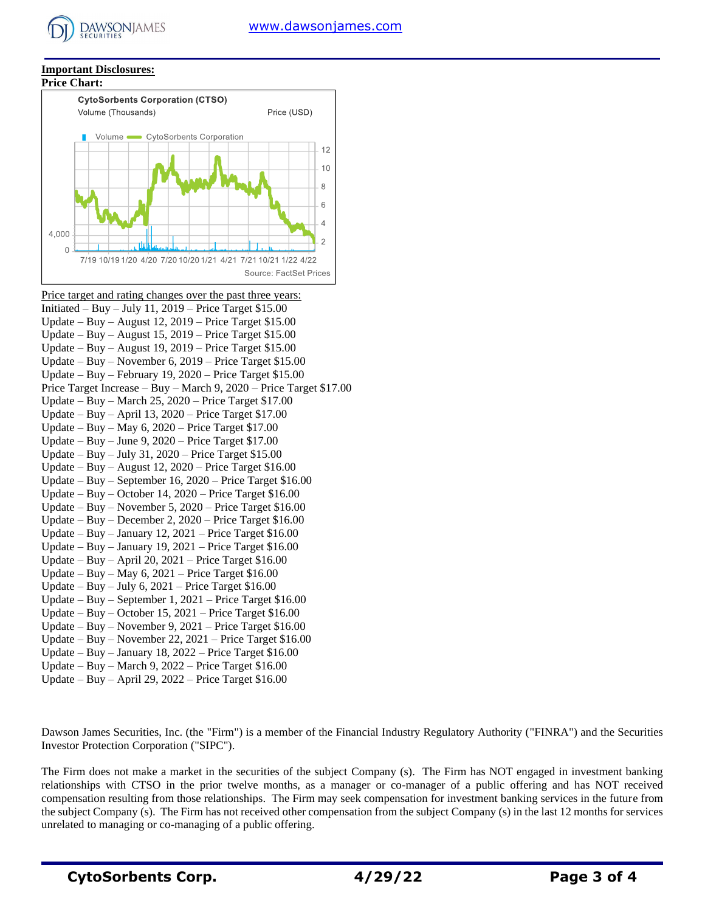**Important Disclosures:**

**Price Chart:**

Price target and rating changes over the past three years:

Initiated – Buy – July 11, 2019 – Price Target $15.00
Update – Buy – August 12, 2019 – Price Target $15.00
Update – Buy – August 15, 2019 – Price Target $15.00
Update – Buy – August 19, 2019 – Price Target $15.00
Update – Buy – November 6, 2019 – Price Target $15.00
Update – Buy – February 19, 2020 – Price Target $15.00
Price Target Increase – Buy – March 9, 2020 – Price Target $17.00
Update – Buy – March 25, 2020 – Price Target $17.00
Update – Buy – April 13, 2020 – Price Target $17.00
Update – Buy – May 6, 2020 – Price Target $17.00
Update – Buy – June 9, 2020 – Price Target $17.00
Update – Buy – July 31, 2020 – Price Target $15.00
Update – Buy – August 12, 2020 – Price Target $16.00
Update – Buy – September 16, 2020 – Price Target $16.00
Update – Buy – October 14, 2020 – Price Target $16.00
Update – Buy – November 5, 2020 – Price Target $16.00
Update – Buy – December 2, 2020 – Price Target $16.00
Update – Buy – January 12, 2021 – Price Target $16.00
Update – Buy – January 19, 2021 – Price Target $16.00
Update – Buy – April 20, 2021 – Price Target $16.00
Update – Buy – May 6, 2021 – Price Target $16.00
Update – Buy – July 6, 2021 – Price Target $16.00
Update – Buy – September 1, 2021 – Price Target $16.00
Update – Buy – October 15, 2021 – Price Target $16.00
Update – Buy – November 9, 2021 – Price Target $16.00
Update – Buy – November 22, 2021 – Price Target $16.00
Update – Buy – January 18, 2022 – Price Target $16.00
Update – Buy – March 9, 2022 – Price Target $16.00
Update – Buy – April 29, 2022 – Price Target $16.00

Dawson James Securities, Inc. (the "Firm") is a member of the Financial Industry Regulatory Authority ("FINRA") and the Securities Investor Protection Corporation ("SIPC").

The Firm does not make a market in the securities of the subject Company (s). The Firm has NOT engaged in investment banking relationships with CTSO in the prior twelve months, as a manager or co-manager of a public offering and has NOT received compensation resulting from those relationships. The Firm may seek compensation for investment banking services in the future from the subject Company (s). The Firm has not received other compensation from the subject Company (s) in the last 12 months for services unrelated to managing or co-managing of a public offering.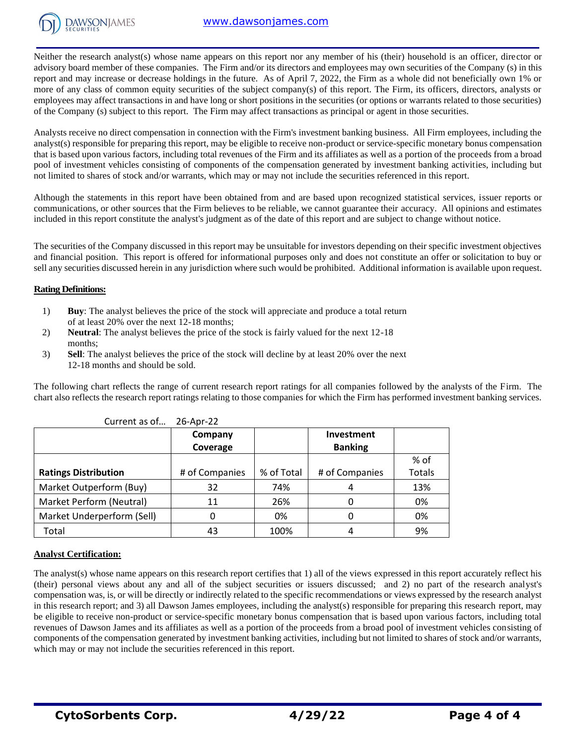Neither the research analyst(s) whose name appears on this report nor any member of his (their) household is an officer, director or advisory board member of these companies. The Firm and/or its directors and employees may own securities of the Company (s) in this report and may increase or decrease holdings in the future. As of April 7, 2022, the Firm as a whole did not beneficially own 1% or more of any class of common equity securities of the subject company(s) of this report. The Firm, its officers, directors, analysts or employees may affect transactions in and have long or short positions in the securities (or options or warrants related to those securities) of the Company (s) subject to this report. The Firm may affect transactions as principal or agent in those securities.

Analysts receive no direct compensation in connection with the Firm's investment banking business. All Firm employees, including the analyst(s) responsible for preparing this report, may be eligible to receive non-product or service-specific monetary bonus compensation that is based upon various factors, including total revenues of the Firm and its affiliates as well as a portion of the proceeds from a broad pool of investment vehicles consisting of components of the compensation generated by investment banking activities, including but not limited to shares of stock and/or warrants, which may or may not include the securities referenced in this report.

Although the statements in this report have been obtained from and are based upon recognized statistical services, issuer reports or communications, or other sources that the Firm believes to be reliable, we cannot guarantee their accuracy. All opinions and estimates included in this report constitute the analyst's judgment as of the date of this report and are subject to change without notice.

The securities of the Company discussed in this report may be unsuitable for investors depending on their specific investment objectives and financial position. This report is offered for informational purposes only and does not constitute an offer or solicitation to buy or sell any securities discussed herein in any jurisdiction where such would be prohibited. Additional information is available upon request.

**Rating Definitions:**

1) **Buy**: The analyst believes the price of the stock will appreciate and produce a total return of at least 20% over the next 12-18 months;
2) **Neutral**: The analyst believes the price of the stock is fairly valued for the next 12-18 months;
3) **Sell**: The analyst believes the price of the stock will decline by at least 20% over the next 12-18 months and should be sold.

The following chart reflects the range of current research report ratings for all companies followed by the analysts of the Firm. The chart also reflects the research report ratings relating to those companies for which the Firm has performed investment banking services.

Current as of… 26-Apr-22

| | Company Coverage | | Investment Banking | |
|---|---|---|---|---|
| **Ratings Distribution** | # of Companies | % of Total | # of Companies | % of Totals |
| Market Outperform (Buy) | 32 | 74% | 4 | 13% |
| Market Perform (Neutral) | 11 | 26% | 0 | 0% |
| Market Underperform (Sell) | 0 | 0% | 0 | 0% |
| Total | 43 | 100% | 4 | 9% |

**Analyst Certification:**

The analyst(s) whose name appears on this research report certifies that 1) all of the views expressed in this report accurately reflect his (their) personal views about any and all of the subject securities or issuers discussed; and 2) no part of the research analyst's compensation was, is, or will be directly or indirectly related to the specific recommendations or views expressed by the research analyst in this research report; and 3) all Dawson James employees, including the analyst(s) responsible for preparing this research report, may be eligible to receive non-product or service-specific monetary bonus compensation that is based upon various factors, including total revenues of Dawson James and its affiliates as well as a portion of the proceeds from a broad pool of investment vehicles consisting of components of the compensation generated by investment banking activities, including but not limited to shares of stock and/or warrants, which may or may not include the securities referenced in this report.